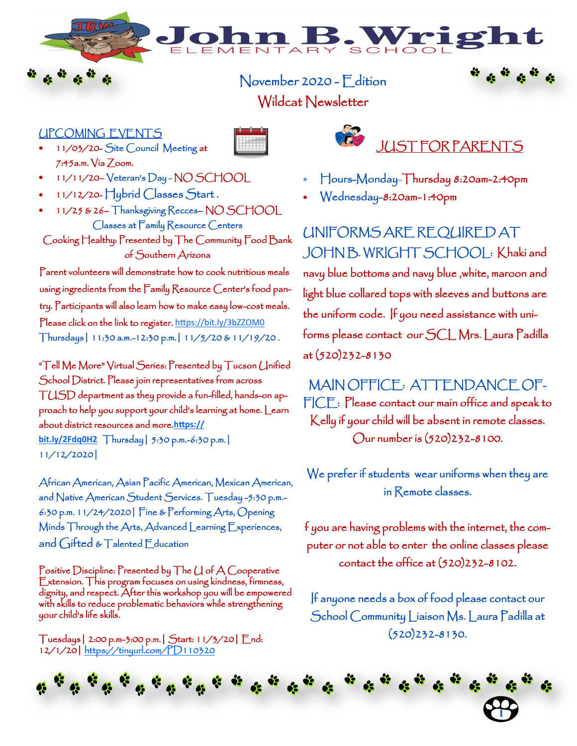# John B. Wright Elementary School

## November 2020 - Edition
## Wildcat Newsletter

## UPCOMING EVENTS

- 11/03/20- Site Council Meeting at 7:45a.m. Via Zoom.
- 11/11/20– Veteran's Day - NO SCHOOL
- 11/12/20- Hybrid Classes Start .
- 11/25 & 26– Thanksgiving Recces– NO SCHOOL

### Classes at Family Resource Centers

**Cooking Healthy: Presented by The Community Food Bank of Southern Arizona**

Parent volunteers will demonstrate how to cook nutritious meals using ingredients from the Family Resource Center's food pantry. Participants will also learn how to make easy low-cost meals. Please click on the link to register. https://bit.ly/3bZZOM0 Thursdays | 11:30 a.m.-12:30 p.m. | 11/5/20 & 11/19/20 .

"Tell Me More" Virtual Series: Presented by Tucson Unified School District. Please join representatives from across TUSD department as they provide a fun-filled, hands-on approach to help you support your child's learning at home. Learn about district resources and more.**https://bit.ly/2Fdq0H2** Thursday | 5:30 p.m.-6:30 p.m. | 11/12/2020 |

African American, Asian Pacific American, Mexican American, and Native American Student Services. Tuesday -5:30 p.m.-6:30 p.m. 11/24/2020 | Fine & Performing Arts, Opening Minds Through the Arts, Advanced Learning Experiences, and Gifted & Talented Education

Positive Discipline: Presented by The U of A Cooperative Extension. This program focuses on using kindness, firmness, dignity, and respect. After this workshop you will be empowered with skills to reduce problematic behaviors while strengthening your child's life skills.

Tuesdays | 2:00 p.m-3:00 p.m. | Start: 11/3/20 | End: 12/1/20 | https://tinyurl.com/PD110320

## JUST FOR PARENTS

- Hours-Monday-Thursday 8:20am-2:40pm
- Wednesday-8:20am-1:40pm

**UNIFORMS ARE REQUIRED AT JOHN B. WRIGHT SCHOOL:** Khaki and navy blue bottoms and navy blue ,white, maroon and light blue collared tops with sleeves and buttons are the uniform code. If you need assistance with uniforms please contact our SCL Mrs. Laura Padilla at (520)232-8130

**MAIN OFFICE: ATTENDANCE OFFICE:** Please contact our main office and speak to Kelly if your child will be absent in remote classes. Our number is (520)232-8100.

We prefer if students wear uniforms when they are in Remote classes.

f you are having problems with the internet, the computer or not able to enter the online classes please contact the office at (520)232-8102.

If anyone needs a box of food please contact our School Community Liaison Ms. Laura Padilla at (520)232-8130.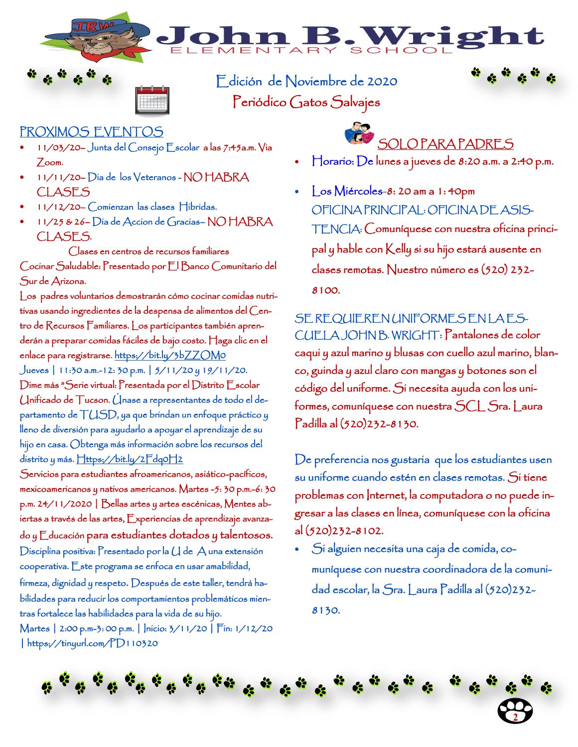# John B. Wright

ELEMENTARY SCHOOL

## Edición de Noviembre de 2020

## Periódico Gatos Salvajes

## PROXIMOS EVENTOS

- 11/03/20– Junta del Consejo Escolar a las 7:45a.m. Vía Zoom.
- 11/11/20– Día de los Veteranos - NO HABRA CLASES
- 11/12/20– Comienzan las clases Hibridas.
- 11/25 & 26– Día de Accion de Gracias– NO HABRA CLASES.

Clases en centros de recursos familiares

Cocinar Saludable: Presentado por El Banco Comunitario del Sur de Arizona.

Los padres voluntarios demostrarán cómo cocinar comidas nutritivas usando ingredientes de la despensa de alimentos del Centro de Recursos Familiares. Los participantes también aprenderán a preparar comidas fáciles de bajo costo. Haga clic en el enlace para registrarse. https://bit.ly/3bZZOMo

Jueves | 11:30 a.m.-12: 30 p.m. | 5/11/20 y 19/11/20.

Dime más "Serie virtual: Presentada por el Distrito Escolar Unificado de Tucson. Únase a representantes de todo el departamento de TUSD, ya que brindan un enfoque práctico y lleno de diversión para ayudarlo a apoyar el aprendizaje de su hijo en casa. Obtenga más información sobre los recursos del distrito y más. Https://bit.ly/2FdqoH2

Servicios para estudiantes afroamericanos, asiático-pacíficos, mexicoamericanos y nativos americanos. Martes -5: 30 p.m.-6: 30 p.m. 24/11/2020 | Bellas artes y artes escénicas, Mentes abiertas a través de las artes, Experiencias de aprendizaje avanzado y Educación para estudiantes dotados y talentosos.

Disciplina positiva: Presentado por la U de A una extensión cooperativa. Este programa se enfoca en usar amabilidad, firmeza, dignidad y respeto. Después de este taller, tendrá habilidades para reducir los comportamientos problemáticos mientras fortalece las habilidades para la vida de su hijo.

Martes | 2:00 p.m-3: 00 p.m. | Inicio: 3/11/20 | Fin: 1/12/20 | https://tinyurl.com/PD110320

## SOLO PARA PADRES

- Horario: De lunes a jueves de 8:20 a.m. a 2:40 p.m.
- Los Miércoles-8: 20 am a 1: 40pm

  OFICINA PRINCIPAL: OFICINA DE ASISTENCIA: Comuníquese con nuestra oficina principal y hable con Kelly si su hijo estará ausente en clases remotas. Nuestro número es (520) 232-8100.

SE REQUIEREN UNIFORMES EN LA ESCUELA JOHN B. WRIGHT: Pantalones de color caquí y azul marino y blusas con cuello azul marino, blanco, guinda y azul claro con mangas y botones son el código del uniforme. Si necesita ayuda con los uniformes, comuníquese con nuestra SCL Sra. Laura Padilla al (520)232-8130.

De preferencia nos gustaría que los estudiantes usen su uniforme cuando estén en clases remotas. Si tiene problemas con Internet, la computadora o no puede ingresar a las clases en línea, comuníquese con la oficina al (520)232-8102.

- Si alguien necesita una caja de comida, comuníquese con nuestra coordinadora de la comunidad escolar, la Sra. Laura Padilla al (520)232-8130.